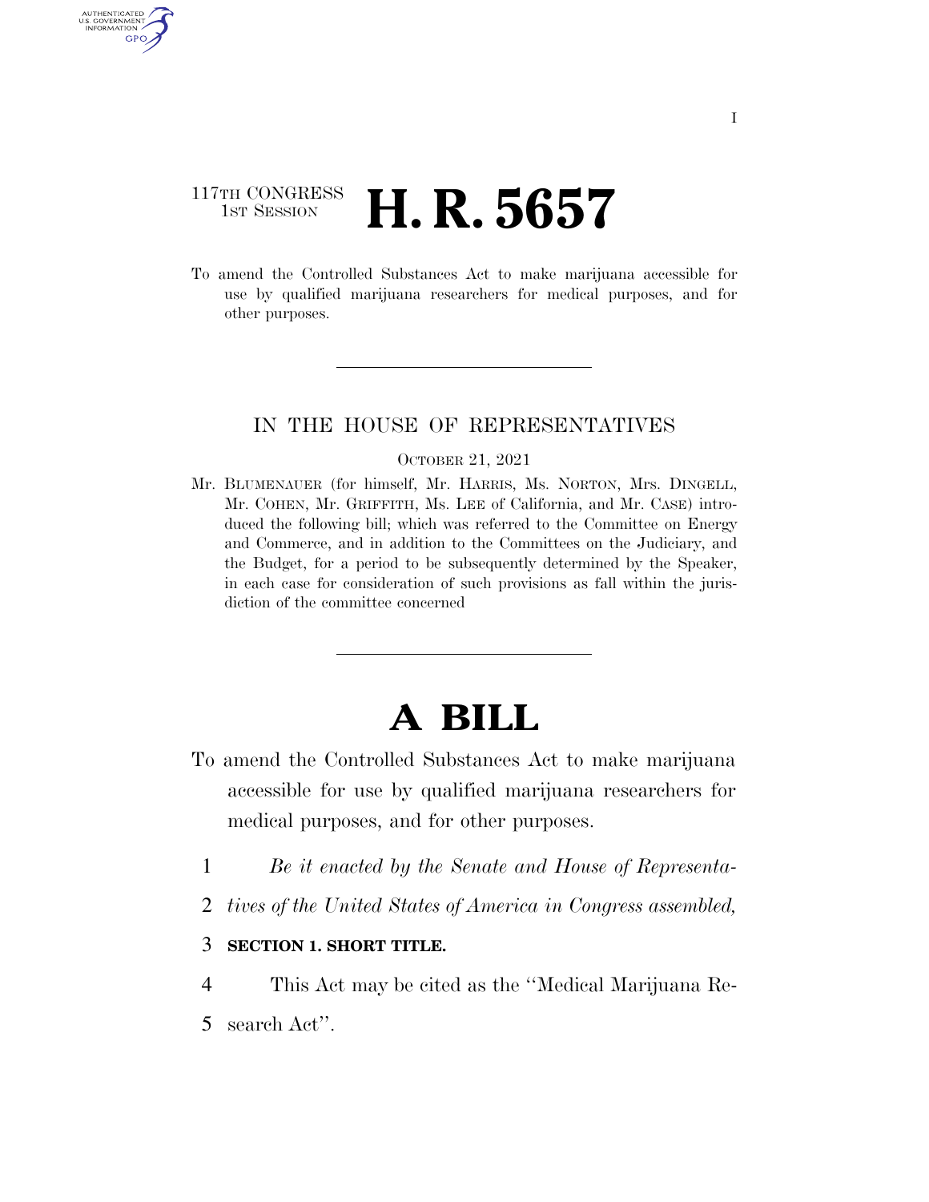117TH CONGRESS
1ST SESSION

# H. R. 5657

To amend the Controlled Substances Act to make marijuana accessible for use by qualified marijuana researchers for medical purposes, and for other purposes.

---

IN THE HOUSE OF REPRESENTATIVES

OCTOBER 21, 2021

Mr. BLUMENAUER (for himself, Mr. HARRIS, Ms. NORTON, Mrs. DINGELL, Mr. COHEN, Mr. GRIFFITH, Ms. LEE of California, and Mr. CASE) introduced the following bill; which was referred to the Committee on Energy and Commerce, and in addition to the Committees on the Judiciary, and the Budget, for a period to be subsequently determined by the Speaker, in each case for consideration of such provisions as fall within the jurisdiction of the committee concerned

---

# A BILL

To amend the Controlled Substances Act to make marijuana accessible for use by qualified marijuana researchers for medical purposes, and for other purposes.

1 *Be it enacted by the Senate and House of Representa-*
2 *tives of the United States of America in Congress assembled,*

3 **SECTION 1. SHORT TITLE.**

4 This Act may be cited as the ''Medical Marijuana Re-
5 search Act''.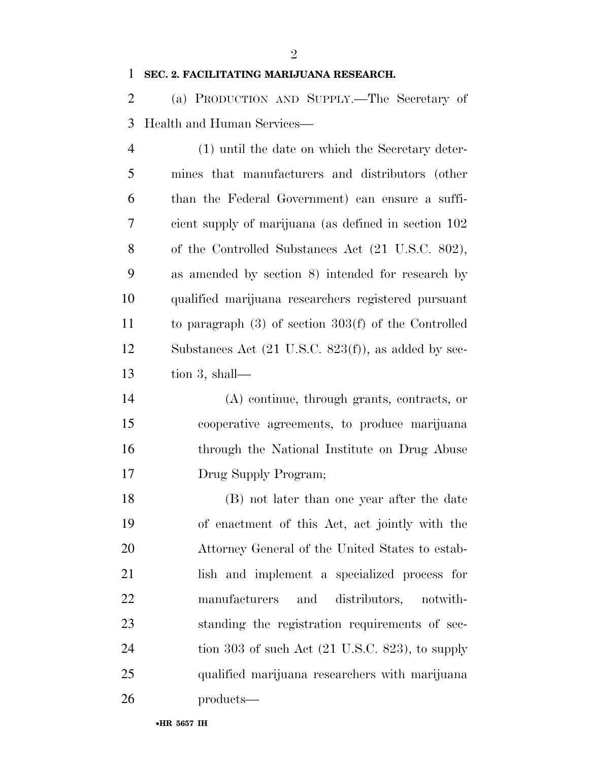**SEC. 2. FACILITATING MARIJUANA RESEARCH.**

(a) PRODUCTION AND SUPPLY.—The Secretary of Health and Human Services—

(1) until the date on which the Secretary determines that manufacturers and distributors (other than the Federal Government) can ensure a sufficient supply of marijuana (as defined in section 102 of the Controlled Substances Act (21 U.S.C. 802), as amended by section 8) intended for research by qualified marijuana researchers registered pursuant to paragraph (3) of section 303(f) of the Controlled Substances Act (21 U.S.C. 823(f)), as added by section 3, shall—

(A) continue, through grants, contracts, or cooperative agreements, to produce marijuana through the National Institute on Drug Abuse Drug Supply Program;

(B) not later than one year after the date of enactment of this Act, act jointly with the Attorney General of the United States to establish and implement a specialized process for manufacturers and distributors, notwithstanding the registration requirements of section 303 of such Act (21 U.S.C. 823), to supply qualified marijuana researchers with marijuana products—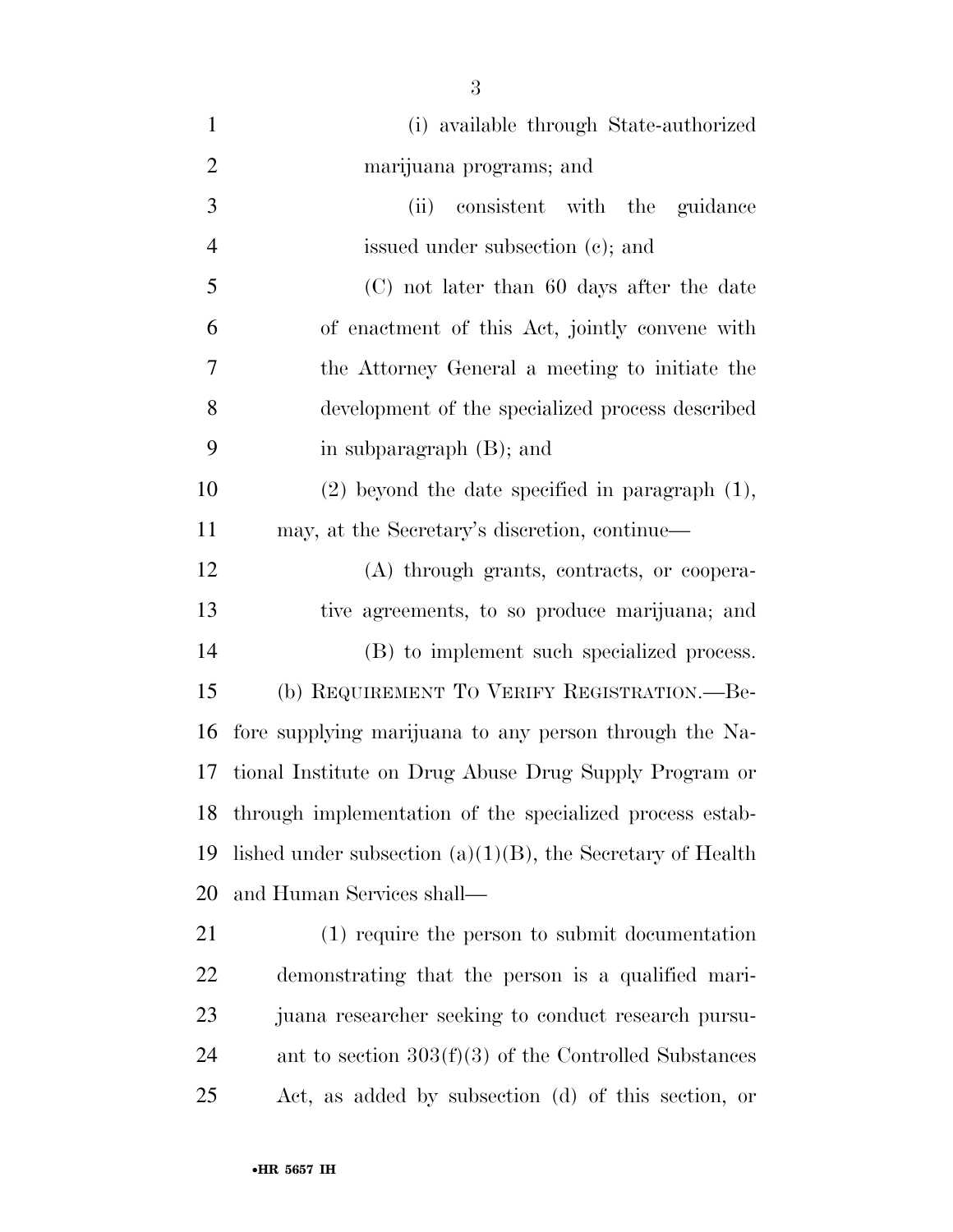(i) available through State-authorized marijuana programs; and

(ii) consistent with the guidance issued under subsection (c); and

(C) not later than 60 days after the date of enactment of this Act, jointly convene with the Attorney General a meeting to initiate the development of the specialized process described in subparagraph (B); and

(2) beyond the date specified in paragraph (1), may, at the Secretary's discretion, continue—

(A) through grants, contracts, or cooperative agreements, to so produce marijuana; and

(B) to implement such specialized process.

(b) REQUIREMENT TO VERIFY REGISTRATION.—Before supplying marijuana to any person through the National Institute on Drug Abuse Drug Supply Program or through implementation of the specialized process established under subsection (a)(1)(B), the Secretary of Health and Human Services shall—

(1) require the person to submit documentation demonstrating that the person is a qualified marijuana researcher seeking to conduct research pursuant to section 303(f)(3) of the Controlled Substances Act, as added by subsection (d) of this section, or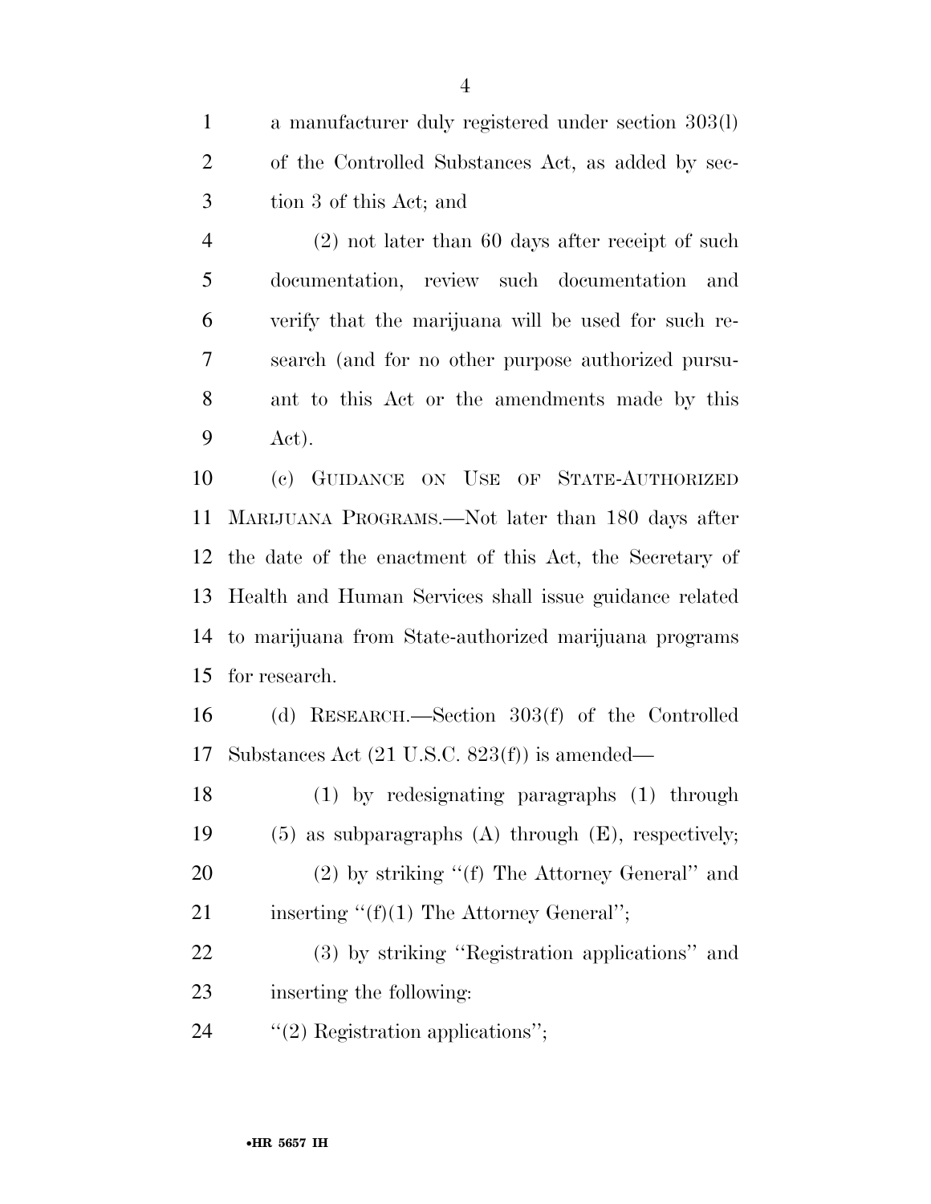a manufacturer duly registered under section 303(l) of the Controlled Substances Act, as added by section 3 of this Act; and

(2) not later than 60 days after receipt of such documentation, review such documentation and verify that the marijuana will be used for such research (and for no other purpose authorized pursuant to this Act or the amendments made by this Act).

(c) GUIDANCE ON USE OF STATE-AUTHORIZED MARIJUANA PROGRAMS.—Not later than 180 days after the date of the enactment of this Act, the Secretary of Health and Human Services shall issue guidance related to marijuana from State-authorized marijuana programs for research.

(d) RESEARCH.—Section 303(f) of the Controlled Substances Act (21 U.S.C. 823(f)) is amended—

(1) by redesignating paragraphs (1) through (5) as subparagraphs (A) through (E), respectively;

(2) by striking ''(f) The Attorney General'' and inserting ''(f)(1) The Attorney General'';

(3) by striking ''Registration applications'' and inserting the following:

''(2) Registration applications'';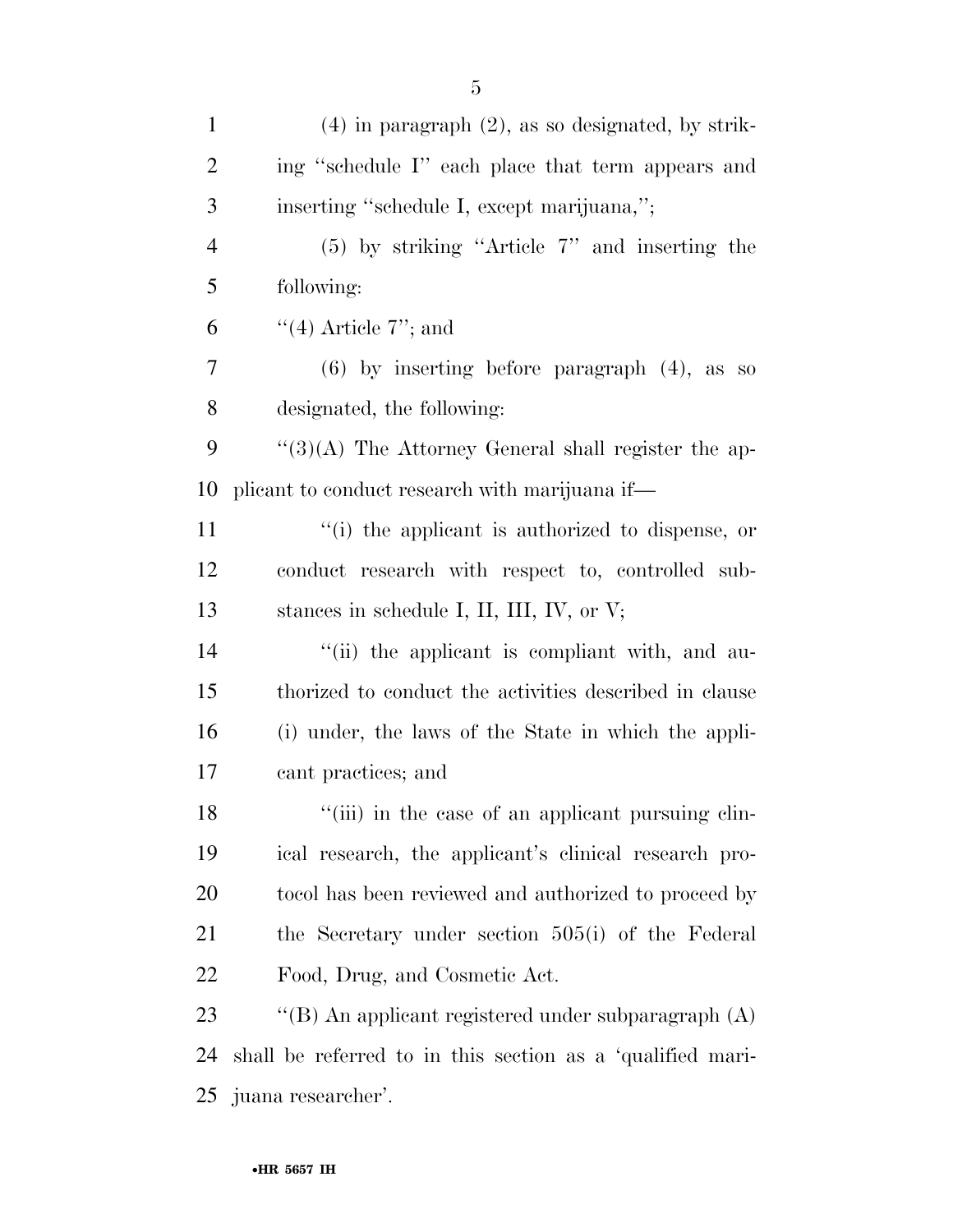(4) in paragraph (2), as so designated, by striking ''schedule I'' each place that term appears and inserting ''schedule I, except marijuana,'';

(5) by striking ''Article 7'' and inserting the following:

''(4) Article 7''; and

(6) by inserting before paragraph (4), as so designated, the following:

''(3)(A) The Attorney General shall register the applicant to conduct research with marijuana if—

''(i) the applicant is authorized to dispense, or conduct research with respect to, controlled substances in schedule I, II, III, IV, or V;

''(ii) the applicant is compliant with, and authorized to conduct the activities described in clause (i) under, the laws of the State in which the applicant practices; and

''(iii) in the case of an applicant pursuing clinical research, the applicant's clinical research protocol has been reviewed and authorized to proceed by the Secretary under section 505(i) of the Federal Food, Drug, and Cosmetic Act.

''(B) An applicant registered under subparagraph (A) shall be referred to in this section as a 'qualified marijuana researcher'.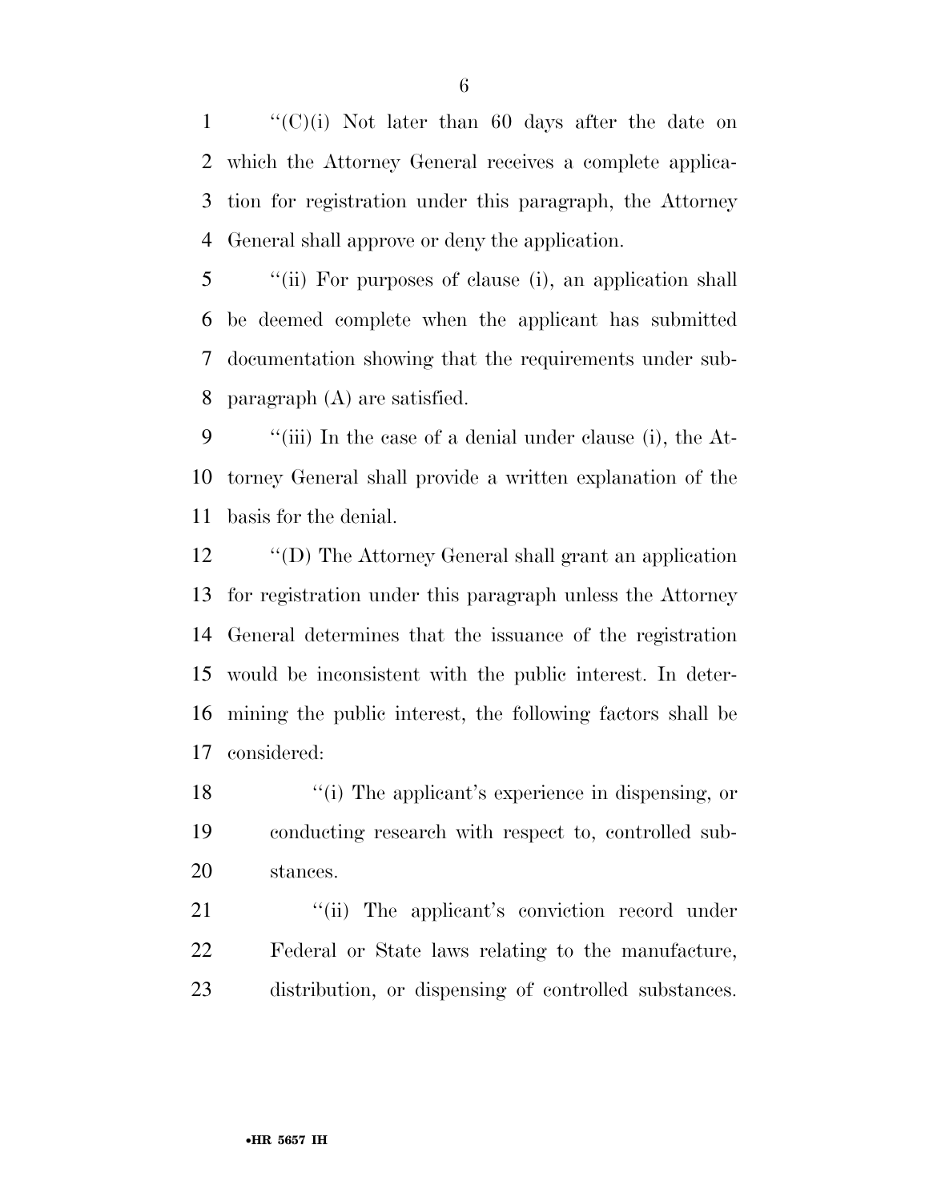''(C)(i) Not later than 60 days after the date on which the Attorney General receives a complete application for registration under this paragraph, the Attorney General shall approve or deny the application.

''(ii) For purposes of clause (i), an application shall be deemed complete when the applicant has submitted documentation showing that the requirements under subparagraph (A) are satisfied.

''(iii) In the case of a denial under clause (i), the Attorney General shall provide a written explanation of the basis for the denial.

''(D) The Attorney General shall grant an application for registration under this paragraph unless the Attorney General determines that the issuance of the registration would be inconsistent with the public interest. In determining the public interest, the following factors shall be considered:

''(i) The applicant's experience in dispensing, or conducting research with respect to, controlled substances.

''(ii) The applicant's conviction record under Federal or State laws relating to the manufacture, distribution, or dispensing of controlled substances.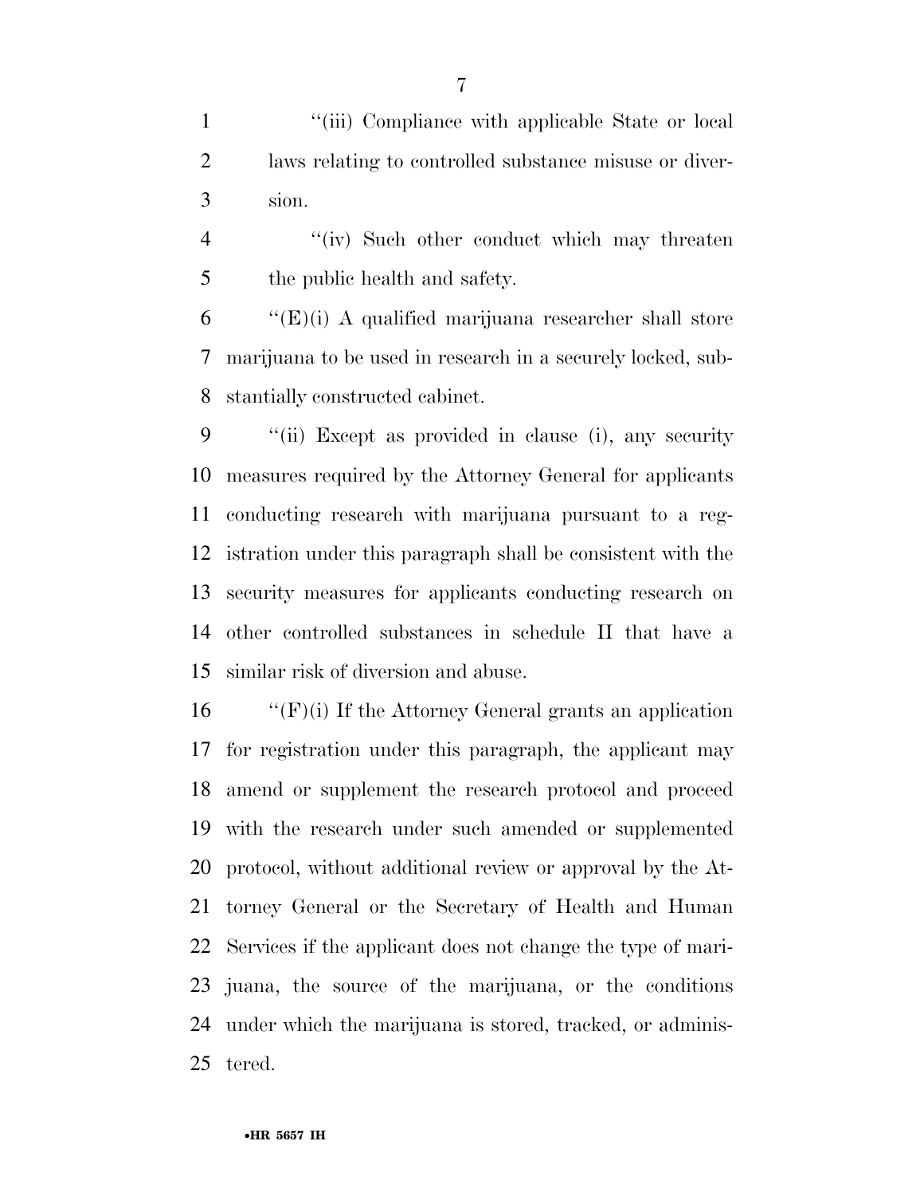"(iii) Compliance with applicable State or local laws relating to controlled substance misuse or diversion.

"(iv) Such other conduct which may threaten the public health and safety.

"(E)(i) A qualified marijuana researcher shall store marijuana to be used in research in a securely locked, substantially constructed cabinet.

"(ii) Except as provided in clause (i), any security measures required by the Attorney General for applicants conducting research with marijuana pursuant to a registration under this paragraph shall be consistent with the security measures for applicants conducting research on other controlled substances in schedule II that have a similar risk of diversion and abuse.

"(F)(i) If the Attorney General grants an application for registration under this paragraph, the applicant may amend or supplement the research protocol and proceed with the research under such amended or supplemented protocol, without additional review or approval by the Attorney General or the Secretary of Health and Human Services if the applicant does not change the type of marijuana, the source of the marijuana, or the conditions under which the marijuana is stored, tracked, or administered.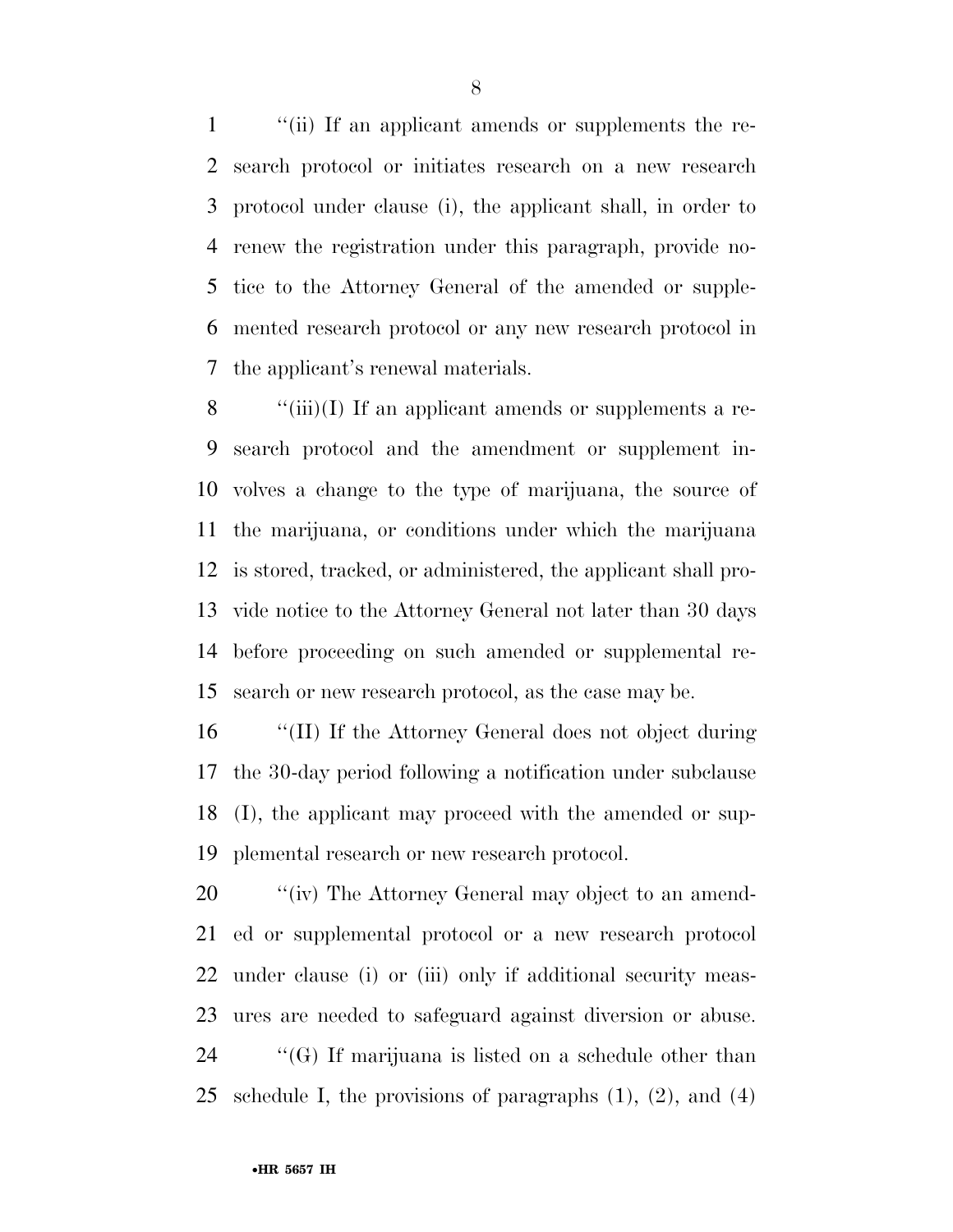''(ii) If an applicant amends or supplements the research protocol or initiates research on a new research protocol under clause (i), the applicant shall, in order to renew the registration under this paragraph, provide notice to the Attorney General of the amended or supplemented research protocol or any new research protocol in the applicant's renewal materials.

''(iii)(I) If an applicant amends or supplements a research protocol and the amendment or supplement involves a change to the type of marijuana, the source of the marijuana, or conditions under which the marijuana is stored, tracked, or administered, the applicant shall provide notice to the Attorney General not later than 30 days before proceeding on such amended or supplemental research or new research protocol, as the case may be.

''(II) If the Attorney General does not object during the 30-day period following a notification under subclause (I), the applicant may proceed with the amended or supplemental research or new research protocol.

''(iv) The Attorney General may object to an amended or supplemental protocol or a new research protocol under clause (i) or (iii) only if additional security measures are needed to safeguard against diversion or abuse.

''(G) If marijuana is listed on a schedule other than schedule I, the provisions of paragraphs (1), (2), and (4)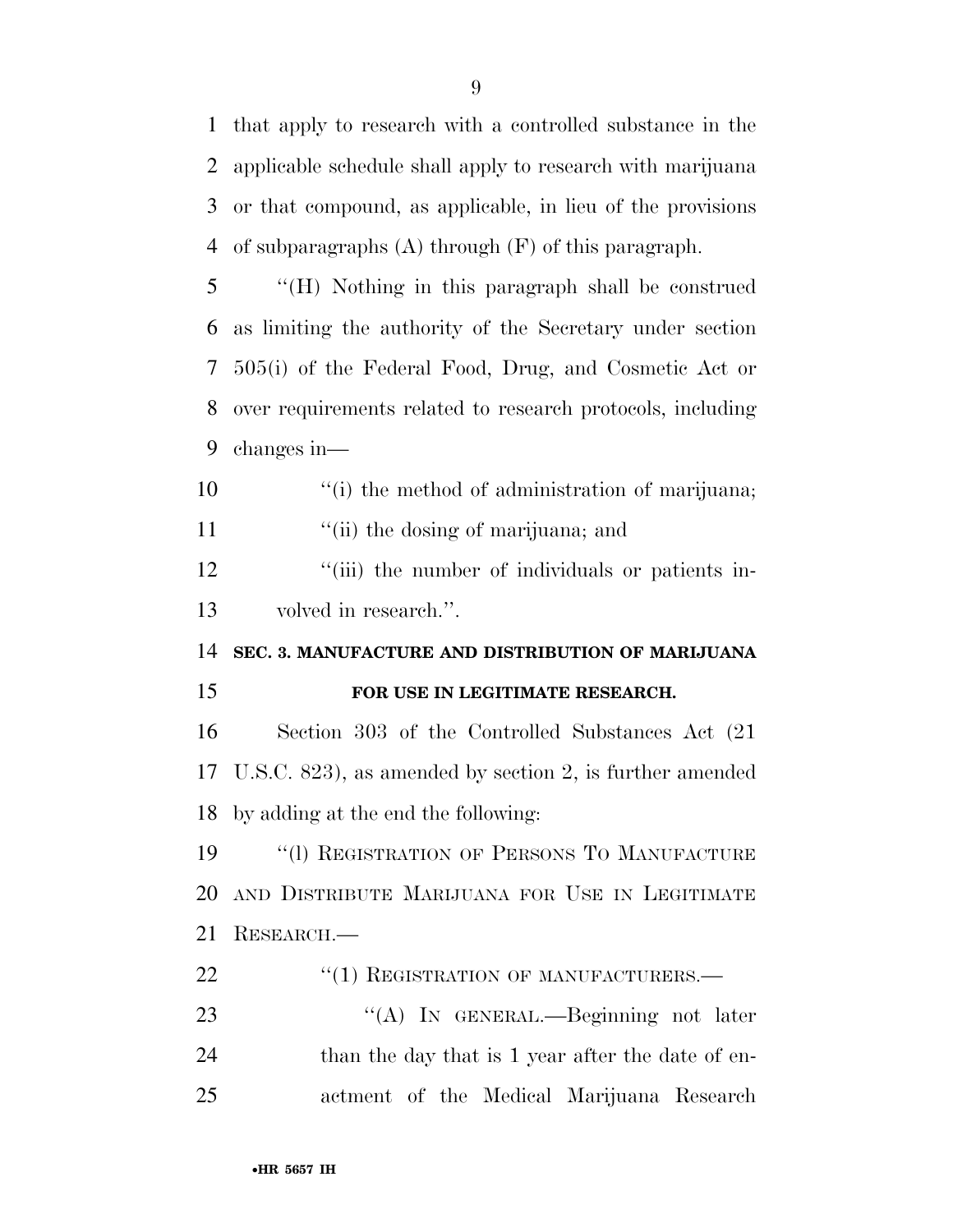that apply to research with a controlled substance in the applicable schedule shall apply to research with marijuana or that compound, as applicable, in lieu of the provisions of subparagraphs (A) through (F) of this paragraph.

''(H) Nothing in this paragraph shall be construed as limiting the authority of the Secretary under section 505(i) of the Federal Food, Drug, and Cosmetic Act or over requirements related to research protocols, including changes in—

''(i) the method of administration of marijuana;

''(ii) the dosing of marijuana; and

''(iii) the number of individuals or patients involved in research.''.

## SEC. 3. MANUFACTURE AND DISTRIBUTION OF MARIJUANA FOR USE IN LEGITIMATE RESEARCH.

Section 303 of the Controlled Substances Act (21 U.S.C. 823), as amended by section 2, is further amended by adding at the end the following:

''(l) REGISTRATION OF PERSONS TO MANUFACTURE AND DISTRIBUTE MARIJUANA FOR USE IN LEGITIMATE RESEARCH.—

''(1) REGISTRATION OF MANUFACTURERS.—

''(A) IN GENERAL.—Beginning not later than the day that is 1 year after the date of enactment of the Medical Marijuana Research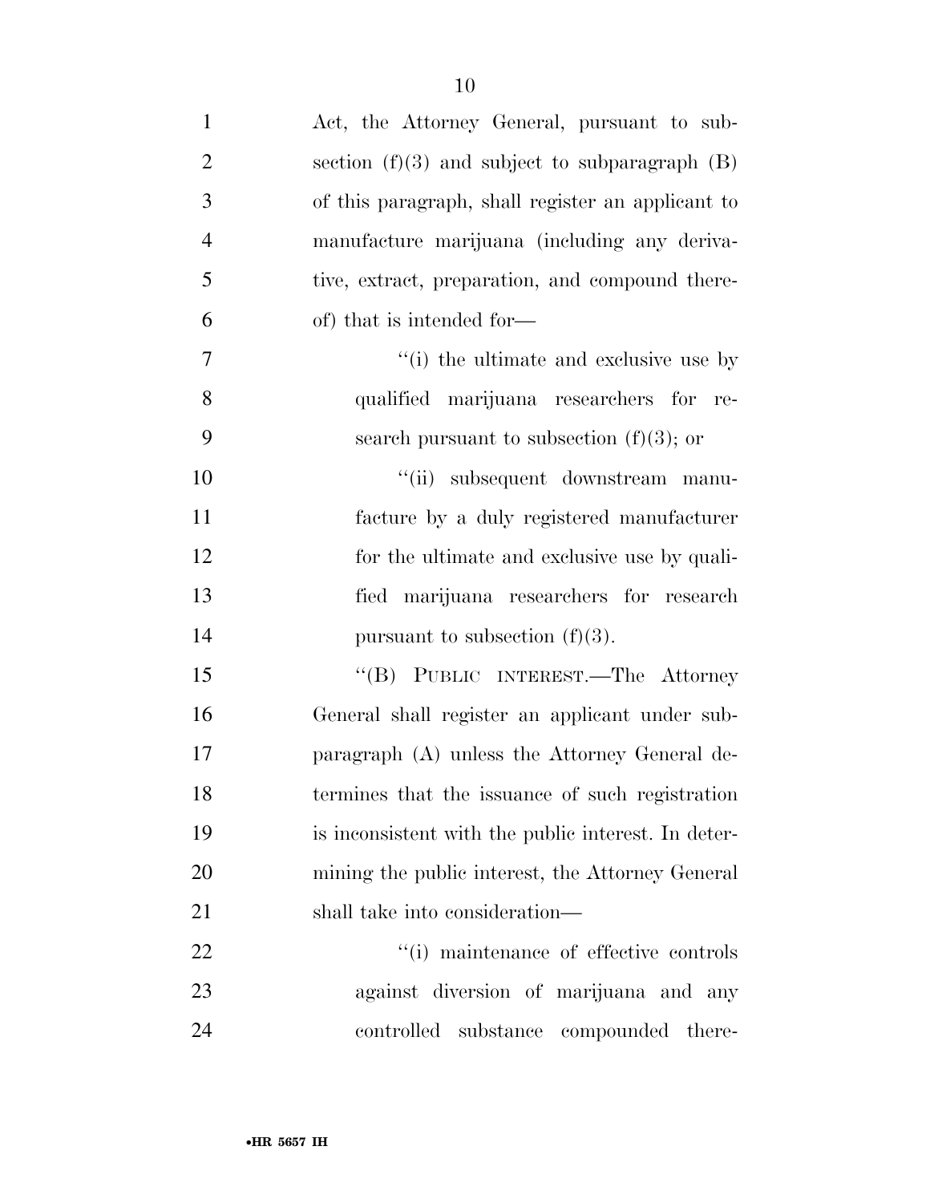Act, the Attorney General, pursuant to subsection (f)(3) and subject to subparagraph (B) of this paragraph, shall register an applicant to manufacture marijuana (including any derivative, extract, preparation, and compound thereof) that is intended for—

"(i) the ultimate and exclusive use by qualified marijuana researchers for research pursuant to subsection (f)(3); or

"(ii) subsequent downstream manufacture by a duly registered manufacturer for the ultimate and exclusive use by qualified marijuana researchers for research pursuant to subsection (f)(3).

"(B) PUBLIC INTEREST.—The Attorney General shall register an applicant under subparagraph (A) unless the Attorney General determines that the issuance of such registration is inconsistent with the public interest. In determining the public interest, the Attorney General shall take into consideration—

"(i) maintenance of effective controls against diversion of marijuana and any controlled substance compounded there-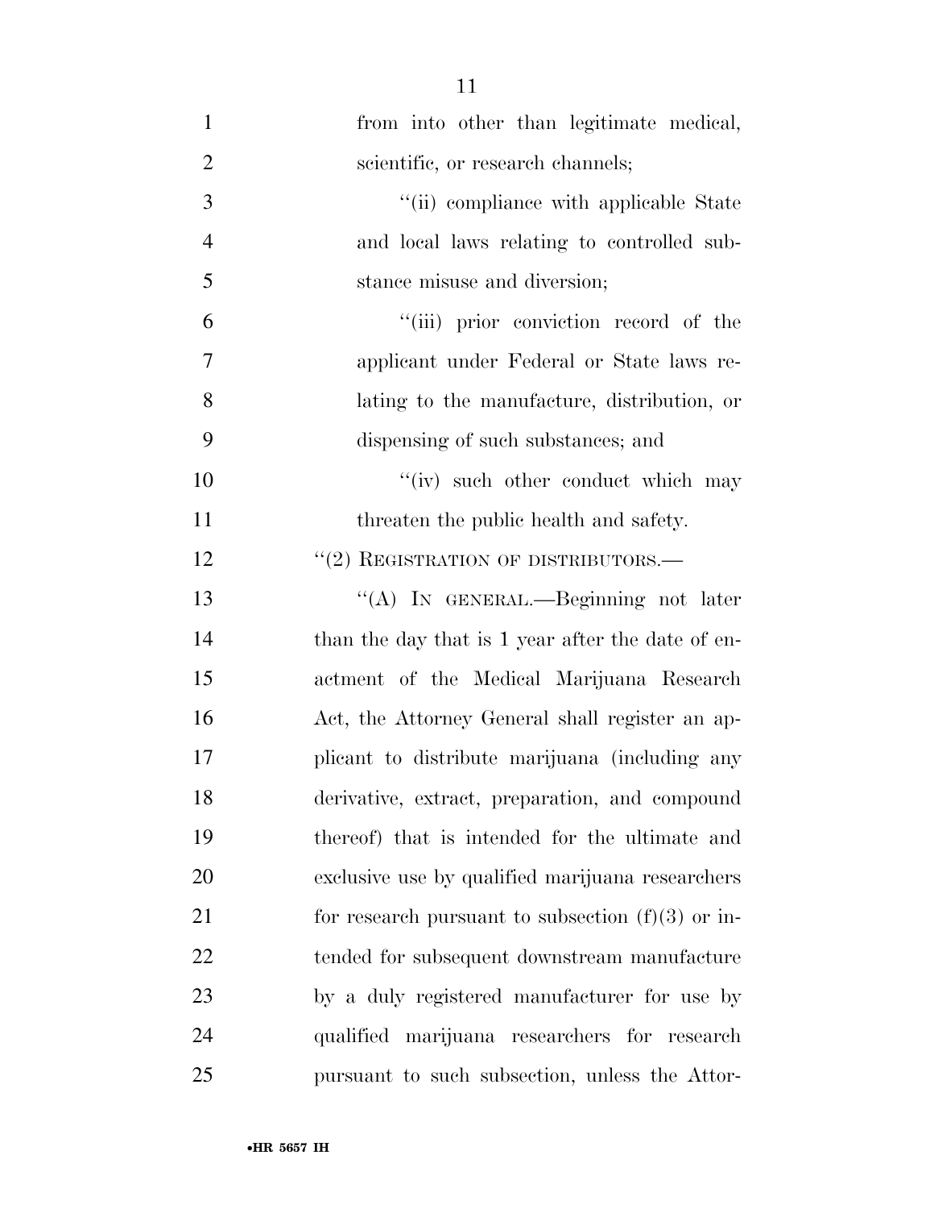from into other than legitimate medical, scientific, or research channels;

''(ii) compliance with applicable State and local laws relating to controlled substance misuse and diversion;

''(iii) prior conviction record of the applicant under Federal or State laws relating to the manufacture, distribution, or dispensing of such substances; and

''(iv) such other conduct which may threaten the public health and safety.

''(2) REGISTRATION OF DISTRIBUTORS.—

''(A) IN GENERAL.—Beginning not later than the day that is 1 year after the date of enactment of the Medical Marijuana Research Act, the Attorney General shall register an applicant to distribute marijuana (including any derivative, extract, preparation, and compound thereof) that is intended for the ultimate and exclusive use by qualified marijuana researchers for research pursuant to subsection (f)(3) or intended for subsequent downstream manufacture by a duly registered manufacturer for use by qualified marijuana researchers for research pursuant to such subsection, unless the Attor-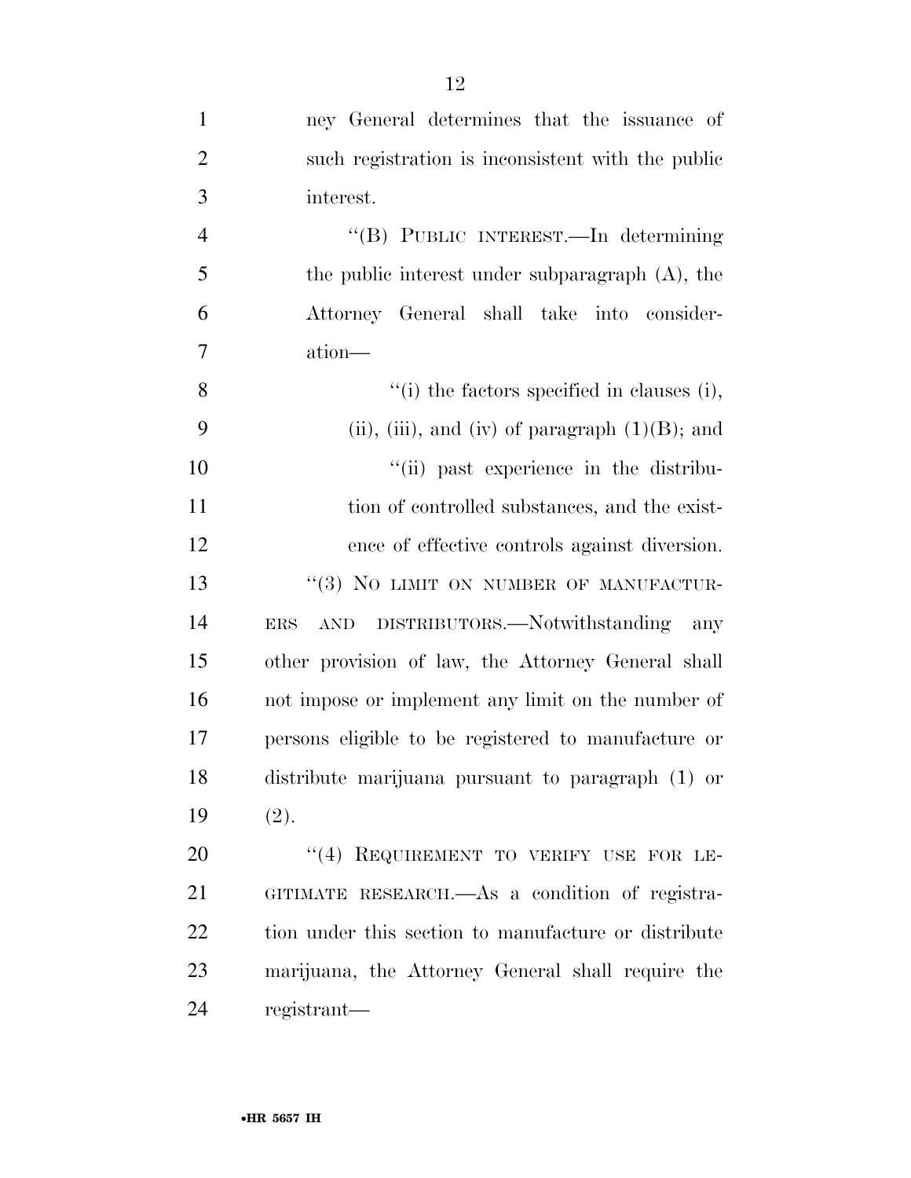ney General determines that the issuance of such registration is inconsistent with the public interest.

"(B) PUBLIC INTEREST.—In determining the public interest under subparagraph (A), the Attorney General shall take into consideration—

"(i) the factors specified in clauses (i), (ii), (iii), and (iv) of paragraph (1)(B); and

"(ii) past experience in the distribution of controlled substances, and the existence of effective controls against diversion.

"(3) NO LIMIT ON NUMBER OF MANUFACTURERS AND DISTRIBUTORS.—Notwithstanding any other provision of law, the Attorney General shall not impose or implement any limit on the number of persons eligible to be registered to manufacture or distribute marijuana pursuant to paragraph (1) or (2).

"(4) REQUIREMENT TO VERIFY USE FOR LEGITIMATE RESEARCH.—As a condition of registration under this section to manufacture or distribute marijuana, the Attorney General shall require the registrant—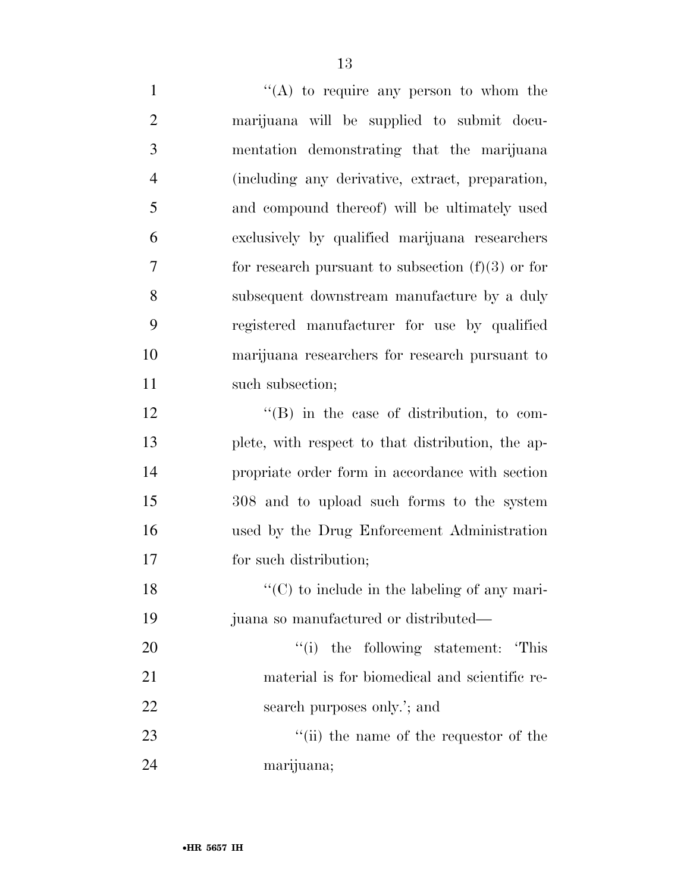''(A) to require any person to whom the marijuana will be supplied to submit documentation demonstrating that the marijuana (including any derivative, extract, preparation, and compound thereof) will be ultimately used exclusively by qualified marijuana researchers for research pursuant to subsection (f)(3) or for subsequent downstream manufacture by a duly registered manufacturer for use by qualified marijuana researchers for research pursuant to such subsection;

''(B) in the case of distribution, to complete, with respect to that distribution, the appropriate order form in accordance with section 308 and to upload such forms to the system used by the Drug Enforcement Administration for such distribution;

''(C) to include in the labeling of any marijuana so manufactured or distributed—

''(i) the following statement: 'This material is for biomedical and scientific research purposes only.'; and

''(ii) the name of the requestor of the marijuana;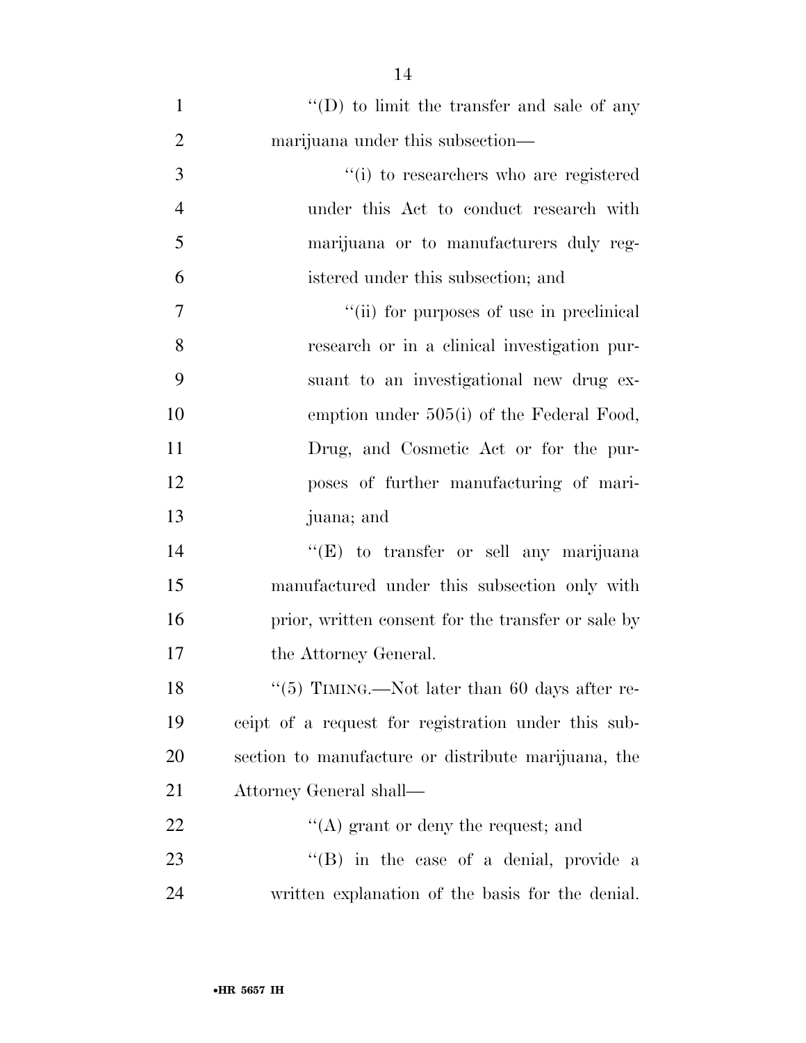''(D) to limit the transfer and sale of any marijuana under this subsection—

''(i) to researchers who are registered under this Act to conduct research with marijuana or to manufacturers duly registered under this subsection; and

''(ii) for purposes of use in preclinical research or in a clinical investigation pursuant to an investigational new drug exemption under 505(i) of the Federal Food, Drug, and Cosmetic Act or for the purposes of further manufacturing of marijuana; and

''(E) to transfer or sell any marijuana manufactured under this subsection only with prior, written consent for the transfer or sale by the Attorney General.

''(5) TIMING.—Not later than 60 days after receipt of a request for registration under this subsection to manufacture or distribute marijuana, the Attorney General shall—

''(A) grant or deny the request; and

''(B) in the case of a denial, provide a written explanation of the basis for the denial.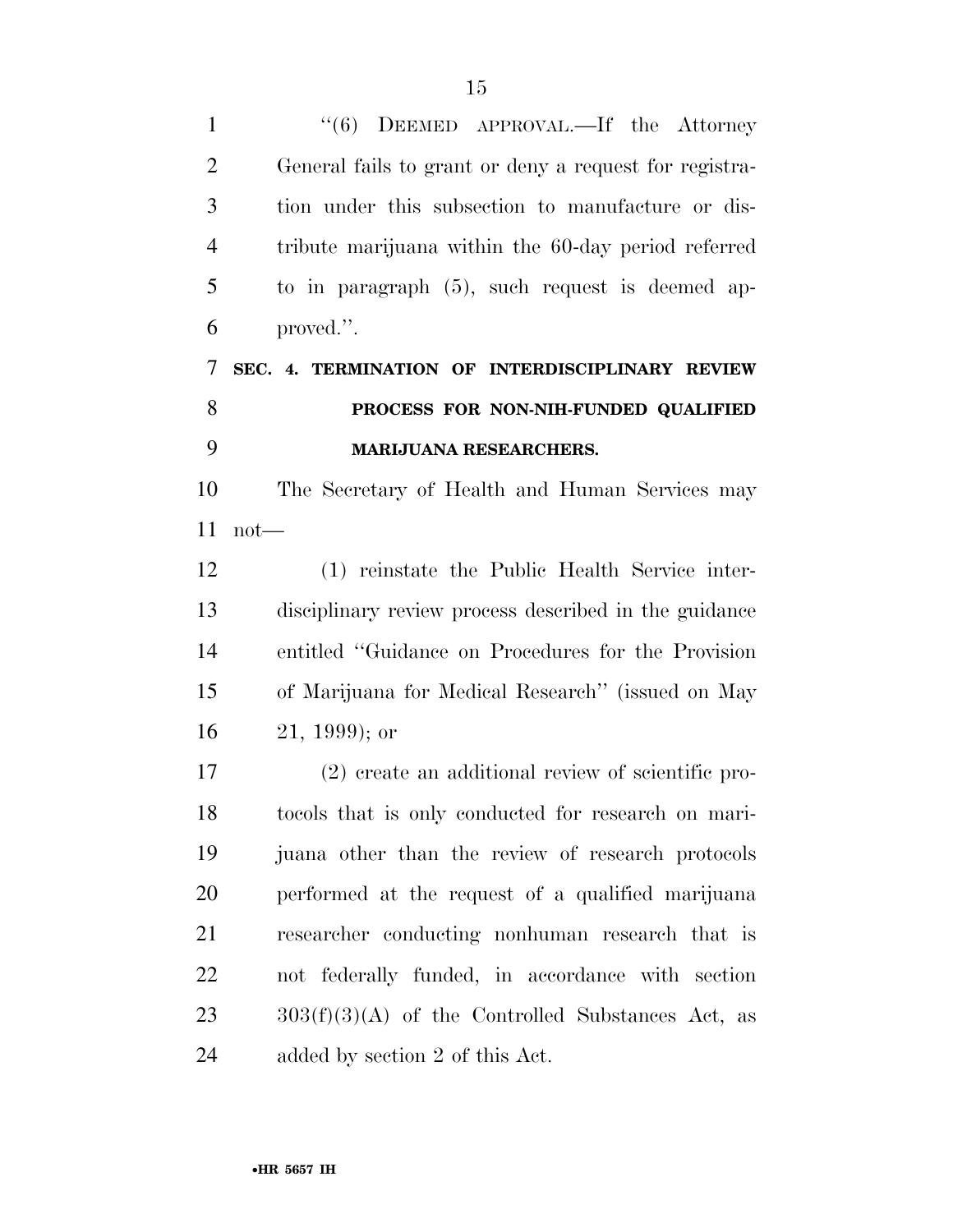"(6) DEEMED APPROVAL.—If the Attorney General fails to grant or deny a request for registration under this subsection to manufacture or distribute marijuana within the 60-day period referred to in paragraph (5), such request is deemed approved.".

**SEC. 4. TERMINATION OF INTERDISCIPLINARY REVIEW PROCESS FOR NON-NIH-FUNDED QUALIFIED MARIJUANA RESEARCHERS.**

The Secretary of Health and Human Services may not—

(1) reinstate the Public Health Service interdisciplinary review process described in the guidance entitled "Guidance on Procedures for the Provision of Marijuana for Medical Research" (issued on May 21, 1999); or

(2) create an additional review of scientific protocols that is only conducted for research on marijuana other than the review of research protocols performed at the request of a qualified marijuana researcher conducting nonhuman research that is not federally funded, in accordance with section 303(f)(3)(A) of the Controlled Substances Act, as added by section 2 of this Act.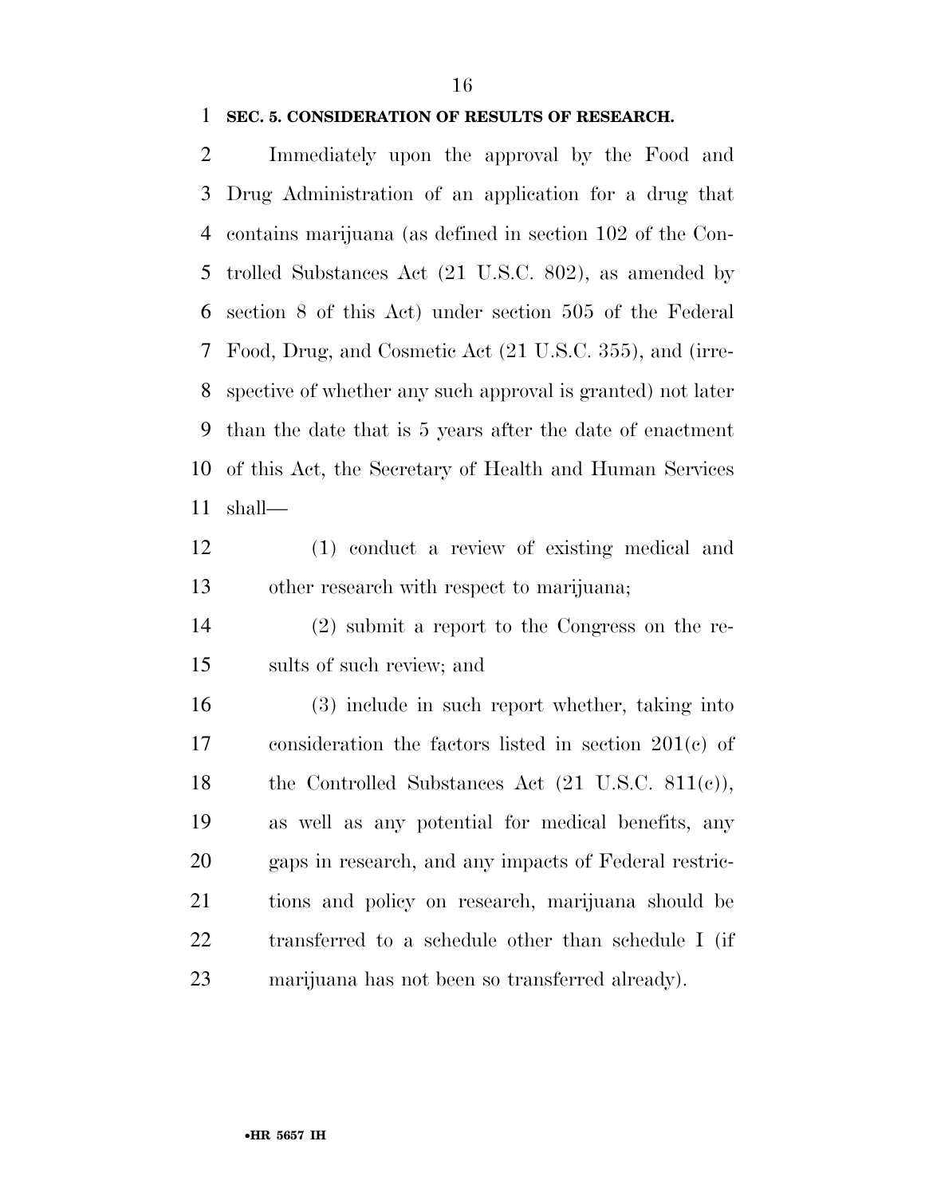**SEC. 5. CONSIDERATION OF RESULTS OF RESEARCH.**

Immediately upon the approval by the Food and Drug Administration of an application for a drug that contains marijuana (as defined in section 102 of the Controlled Substances Act (21 U.S.C. 802), as amended by section 8 of this Act) under section 505 of the Federal Food, Drug, and Cosmetic Act (21 U.S.C. 355), and (irrespective of whether any such approval is granted) not later than the date that is 5 years after the date of enactment of this Act, the Secretary of Health and Human Services shall—

(1) conduct a review of existing medical and other research with respect to marijuana;

(2) submit a report to the Congress on the results of such review; and

(3) include in such report whether, taking into consideration the factors listed in section 201(c) of the Controlled Substances Act (21 U.S.C. 811(c)), as well as any potential for medical benefits, any gaps in research, and any impacts of Federal restrictions and policy on research, marijuana should be transferred to a schedule other than schedule I (if marijuana has not been so transferred already).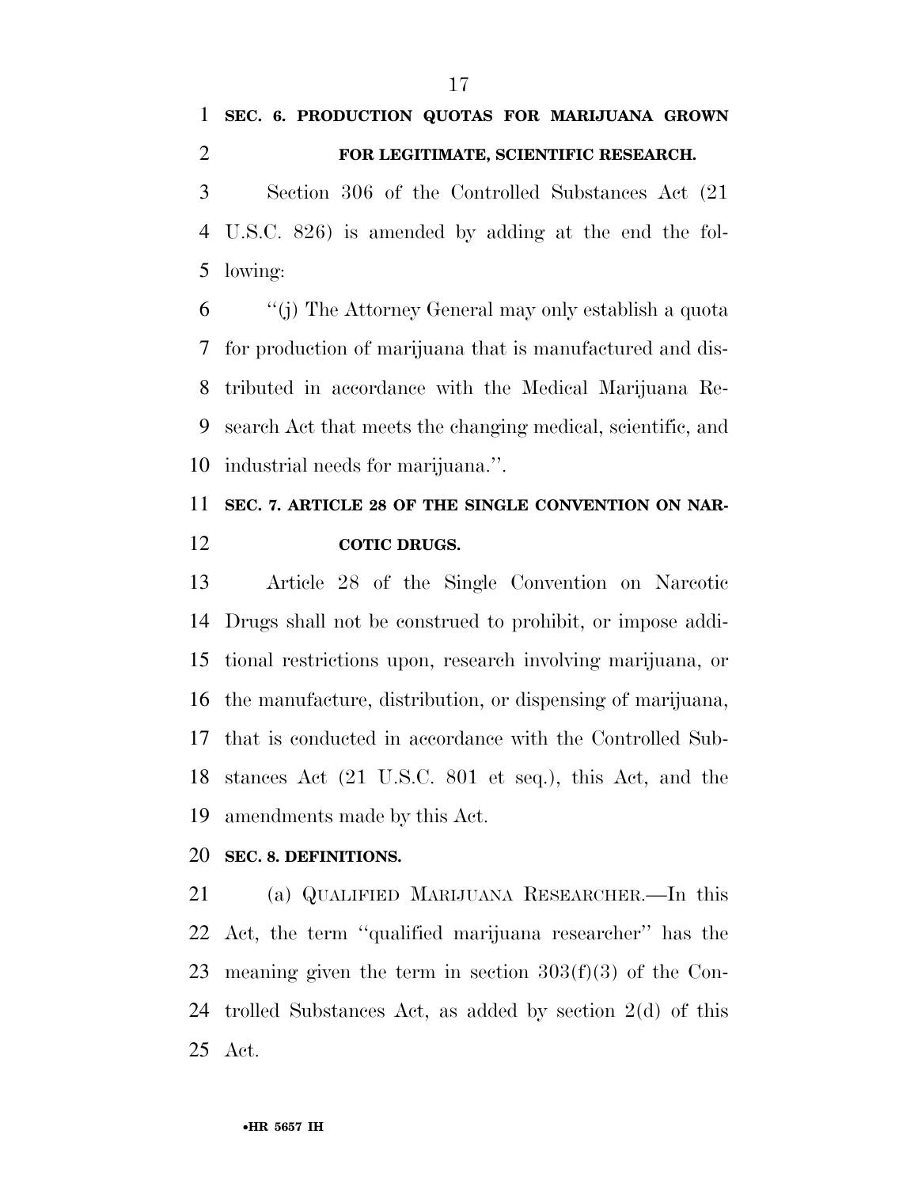**SEC. 6. PRODUCTION QUOTAS FOR MARIJUANA GROWN FOR LEGITIMATE, SCIENTIFIC RESEARCH.**

Section 306 of the Controlled Substances Act (21 U.S.C. 826) is amended by adding at the end the following:

"(j) The Attorney General may only establish a quota for production of marijuana that is manufactured and distributed in accordance with the Medical Marijuana Research Act that meets the changing medical, scientific, and industrial needs for marijuana.".

**SEC. 7. ARTICLE 28 OF THE SINGLE CONVENTION ON NARCOTIC DRUGS.**

Article 28 of the Single Convention on Narcotic Drugs shall not be construed to prohibit, or impose additional restrictions upon, research involving marijuana, or the manufacture, distribution, or dispensing of marijuana, that is conducted in accordance with the Controlled Substances Act (21 U.S.C. 801 et seq.), this Act, and the amendments made by this Act.

**SEC. 8. DEFINITIONS.**

(a) QUALIFIED MARIJUANA RESEARCHER.—In this Act, the term "qualified marijuana researcher" has the meaning given the term in section 303(f)(3) of the Controlled Substances Act, as added by section 2(d) of this Act.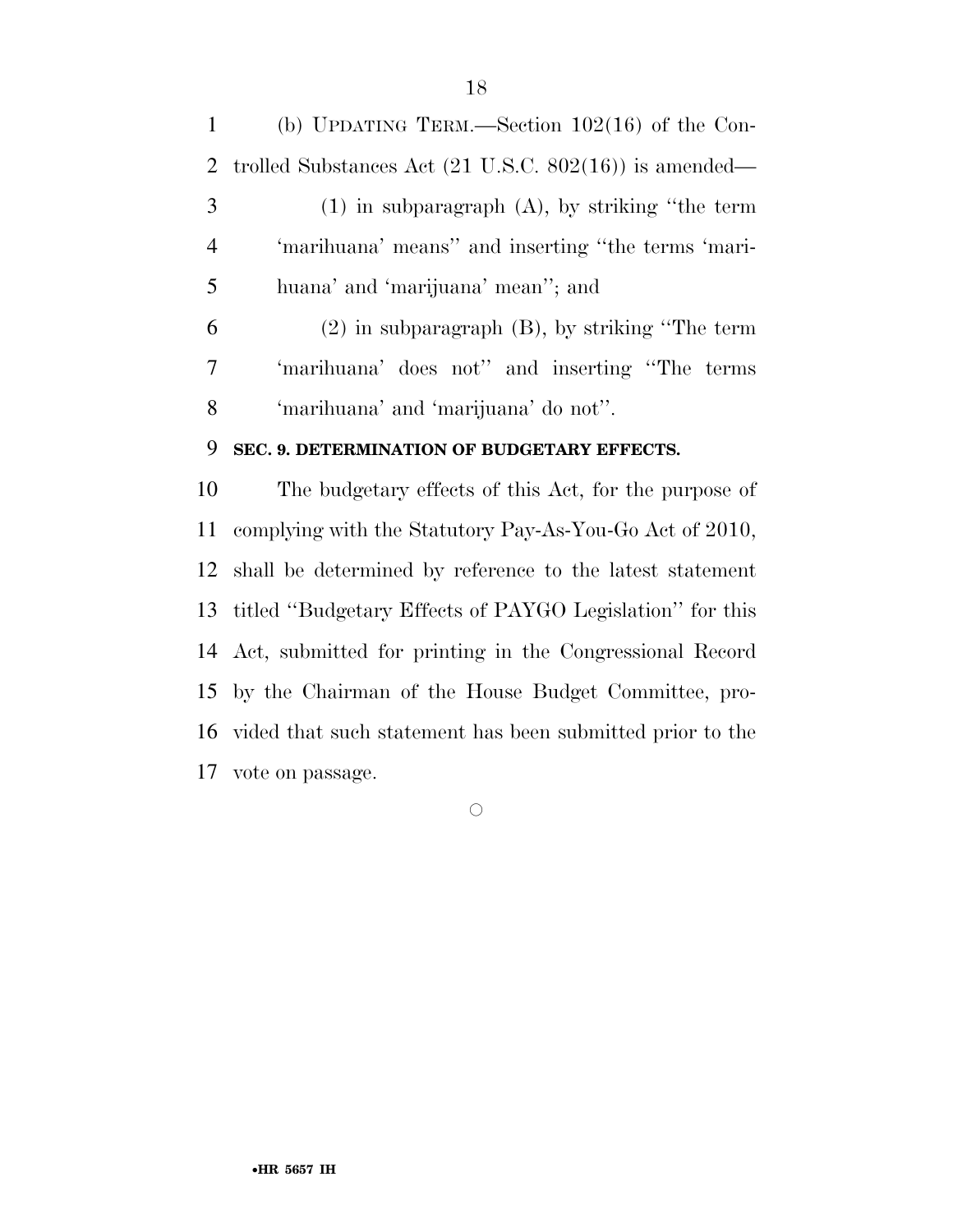(b) UPDATING TERM.—Section 102(16) of the Controlled Substances Act (21 U.S.C. 802(16)) is amended—

(1) in subparagraph (A), by striking ''the term 'marihuana' means'' and inserting ''the terms 'marihuana' and 'marijuana' mean''; and

(2) in subparagraph (B), by striking ''The term 'marihuana' does not'' and inserting ''The terms 'marihuana' and 'marijuana' do not''.

**SEC. 9. DETERMINATION OF BUDGETARY EFFECTS.**

The budgetary effects of this Act, for the purpose of complying with the Statutory Pay-As-You-Go Act of 2010, shall be determined by reference to the latest statement titled ''Budgetary Effects of PAYGO Legislation'' for this Act, submitted for printing in the Congressional Record by the Chairman of the House Budget Committee, provided that such statement has been submitted prior to the vote on passage.

○